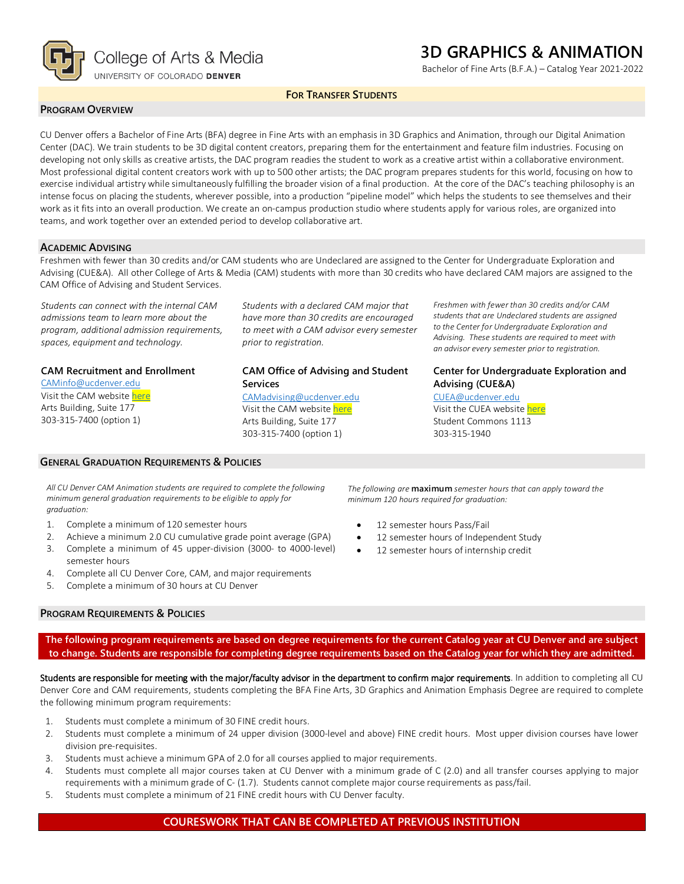College of Arts & Media
UNIVERSITY OF COLORADO DENVER

# 3D GRAPHICS & ANIMATION

Bachelor of Fine Arts (B.F.A.) – Catalog Year 2021-2022

**FOR TRANSFER STUDENTS**

## PROGRAM OVERVIEW

CU Denver offers a Bachelor of Fine Arts (BFA) degree in Fine Arts with an emphasis in 3D Graphics and Animation, through our Digital Animation Center (DAC). We train students to be 3D digital content creators, preparing them for the entertainment and feature film industries. Focusing on developing not only skills as creative artists, the DAC program readies the student to work as a creative artist within a collaborative environment. Most professional digital content creators work with up to 500 other artists; the DAC program prepares students for this world, focusing on how to exercise individual artistry while simultaneously fulfilling the broader vision of a final production. At the core of the DAC's teaching philosophy is an intense focus on placing the students, wherever possible, into a production "pipeline model" which helps the students to see themselves and their work as it fits into an overall production. We create an on-campus production studio where students apply for various roles, are organized into teams, and work together over an extended period to develop collaborative art.

## ACADEMIC ADVISING

Freshmen with fewer than 30 credits and/or CAM students who are Undeclared are assigned to the Center for Undergraduate Exploration and Advising (CUE&A). All other College of Arts & Media (CAM) students with more than 30 credits who have declared CAM majors are assigned to the CAM Office of Advising and Student Services.

*Students can connect with the internal CAM admissions team to learn more about the program, additional admission requirements, spaces, equipment and technology.*

**CAM Recruitment and Enrollment**
CAMinfo@ucdenver.edu
Visit the CAM website here
Arts Building, Suite 177
303-315-7400 (option 1)

*Students with a declared CAM major that have more than 30 credits are encouraged to meet with a CAM advisor every semester prior to registration.*

**CAM Office of Advising and Student Services**
CAMadvising@ucdenver.edu
Visit the CAM website here
Arts Building, Suite 177
303-315-7400 (option 1)

*Freshmen with fewer than 30 credits and/or CAM students that are Undeclared students are assigned to the Center for Undergraduate Exploration and Advising. These students are required to meet with an advisor every semester prior to registration.*

**Center for Undergraduate Exploration and Advising (CUE&A)**
CUEA@ucdenver.edu
Visit the CUEA website here
Student Commons 1113
303-315-1940

## GENERAL GRADUATION REQUIREMENTS & POLICIES

*All CU Denver CAM Animation students are required to complete the following minimum general graduation requirements to be eligible to apply for graduation:*

1. Complete a minimum of 120 semester hours
2. Achieve a minimum 2.0 CU cumulative grade point average (GPA)
3. Complete a minimum of 45 upper-division (3000- to 4000-level) semester hours
4. Complete all CU Denver Core, CAM, and major requirements
5. Complete a minimum of 30 hours at CU Denver

*The following are* **maximum** *semester hours that can apply toward the minimum 120 hours required for graduation:*

- 12 semester hours Pass/Fail
- 12 semester hours of Independent Study
- 12 semester hours of internship credit

## PROGRAM REQUIREMENTS & POLICIES

**The following program requirements are based on degree requirements for the current Catalog year at CU Denver and are subject to change. Students are responsible for completing degree requirements based on the Catalog year for which they are admitted.**

**Students are responsible for meeting with the major/faculty advisor in the department to confirm major requirements**. In addition to completing all CU Denver Core and CAM requirements, students completing the BFA Fine Arts, 3D Graphics and Animation Emphasis Degree are required to complete the following minimum program requirements:

1. Students must complete a minimum of 30 FINE credit hours.
2. Students must complete a minimum of 24 upper division (3000-level and above) FINE credit hours. Most upper division courses have lower division pre-requisites.
3. Students must achieve a minimum GPA of 2.0 for all courses applied to major requirements.
4. Students must complete all major courses taken at CU Denver with a minimum grade of C (2.0) and all transfer courses applying to major requirements with a minimum grade of C- (1.7). Students cannot complete major course requirements as pass/fail.
5. Students must complete a minimum of 21 FINE credit hours with CU Denver faculty.

**COURESWORK THAT CAN BE COMPLETED AT PREVIOUS INSTITUTION**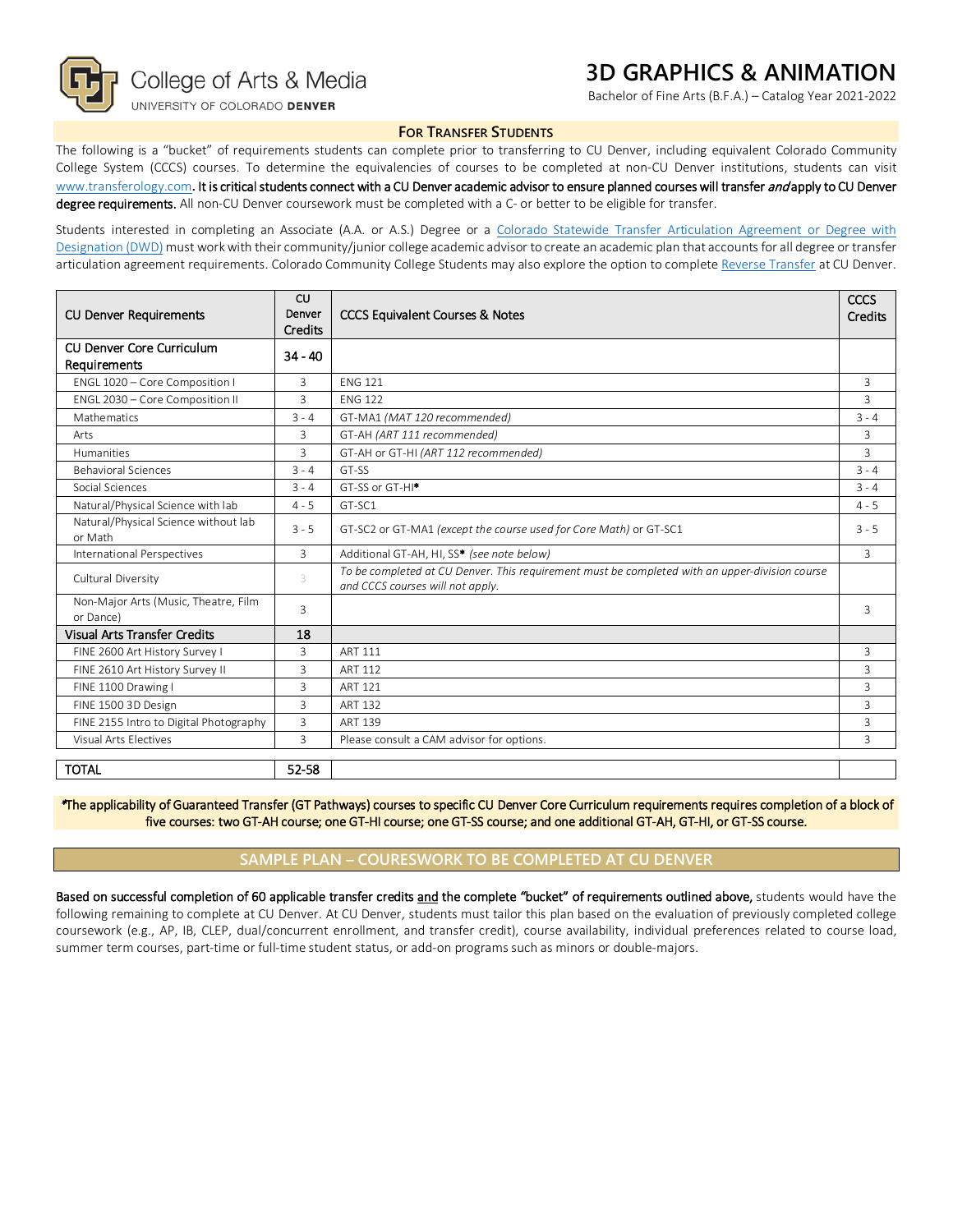# 3D GRAPHICS & ANIMATION

Bachelor of Fine Arts (B.F.A.) – Catalog Year 2021-2022

College of Arts & Media
UNIVERSITY OF COLORADO DENVER

## For Transfer Students

The following is a "bucket" of requirements students can complete prior to transferring to CU Denver, including equivalent Colorado Community College System (CCCS) courses. To determine the equivalencies of courses to be completed at non-CU Denver institutions, students can visit www.transferology.com. **It is critical students connect with a CU Denver academic advisor to ensure planned courses will transfer *and* apply to CU Denver degree requirements.** All non-CU Denver coursework must be completed with a C- or better to be eligible for transfer.

Students interested in completing an Associate (A.A. or A.S.) Degree or a Colorado Statewide Transfer Articulation Agreement or Degree with Designation (DWD) must work with their community/junior college academic advisor to create an academic plan that accounts for all degree or transfer articulation agreement requirements. Colorado Community College Students may also explore the option to complete Reverse Transfer at CU Denver.

| CU Denver Requirements | CU Denver Credits | CCCS Equivalent Courses & Notes | CCCS Credits |
|---|---|---|---|
| CU Denver Core Curriculum Requirements | 34 - 40 | | |
| ENGL 1020 – Core Composition I | 3 | ENG 121 | 3 |
| ENGL 2030 – Core Composition II | 3 | ENG 122 | 3 |
| Mathematics | 3 - 4 | GT-MA1 *(MAT 120 recommended)* | 3 - 4 |
| Arts | 3 | GT-AH *(ART 111 recommended)* | 3 |
| Humanities | 3 | GT-AH or GT-HI *(ART 112 recommended)* | 3 |
| Behavioral Sciences | 3 - 4 | GT-SS | 3 - 4 |
| Social Sciences | 3 - 4 | GT-SS or GT-HI* | 3 - 4 |
| Natural/Physical Science with lab | 4 - 5 | GT-SC1 | 4 - 5 |
| Natural/Physical Science without lab or Math | 3 - 5 | GT-SC2 or GT-MA1 *(except the course used for Core Math)* or GT-SC1 | 3 - 5 |
| International Perspectives | 3 | Additional GT-AH, HI, SS* *(see note below)* | 3 |
| Cultural Diversity | 3 | *To be completed at CU Denver. This requirement must be completed with an upper-division course and CCCS courses will not apply.* | |
| Non-Major Arts (Music, Theatre, Film or Dance) | 3 | | 3 |
| Visual Arts Transfer Credits | 18 | | |
| FINE 2600 Art History Survey I | 3 | ART 111 | 3 |
| FINE 2610 Art History Survey II | 3 | ART 112 | 3 |
| FINE 1100 Drawing I | 3 | ART 121 | 3 |
| FINE 1500 3D Design | 3 | ART 132 | 3 |
| FINE 2155 Intro to Digital Photography | 3 | ART 139 | 3 |
| Visual Arts Electives | 3 | Please consult a CAM advisor for options. | 3 |
| TOTAL | 52-58 | | |

*The applicability of Guaranteed Transfer (GT Pathways) courses to specific CU Denver Core Curriculum requirements requires completion of a block of five courses: two GT-AH course; one GT-HI course; one GT-SS course; and one additional GT-AH, GT-HI, or GT-SS course.

## SAMPLE PLAN – COURESWORK TO BE COMPLETED AT CU DENVER

**Based on successful completion of 60 applicable transfer credits and the complete "bucket" of requirements outlined above,** students would have the following remaining to complete at CU Denver. At CU Denver, students must tailor this plan based on the evaluation of previously completed college coursework (e.g., AP, IB, CLEP, dual/concurrent enrollment, and transfer credit), course availability, individual preferences related to course load, summer term courses, part-time or full-time student status, or add-on programs such as minors or double-majors.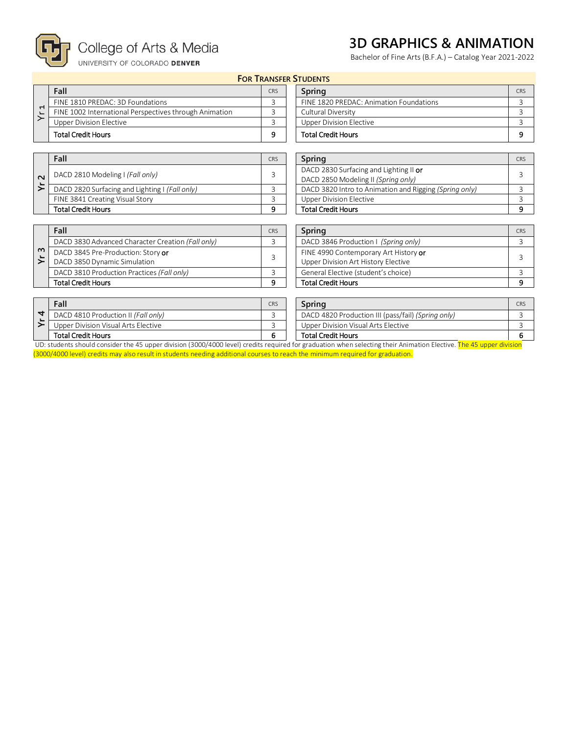College of Arts & Media
UNIVERSITY OF COLORADO DENVER

# 3D GRAPHICS & ANIMATION

Bachelor of Fine Arts (B.F.A.) – Catalog Year 2021-2022

## FOR TRANSFER STUDENTS

### Yr 1

| Fall | CRS | Spring | CRS |
|---|---|---|---|
| FINE 1810 PREDAC: 3D Foundations | 3 | FINE 1820 PREDAC: Animation Foundations | 3 |
| FINE 1002 International Perspectives through Animation | 3 | Cultural Diversity | 3 |
| Upper Division Elective | 3 | Upper Division Elective | 3 |
| **Total Credit Hours** | **9** | **Total Credit Hours** | **9** |

### Yr 2

| Fall | CRS | Spring | CRS |
|---|---|---|---|
| DACD 2810 Modeling I *(Fall only)* | 3 | DACD 2830 Surfacing and Lighting II **or** DACD 2850 Modeling II *(Spring only)* | 3 |
| DACD 2820 Surfacing and Lighting I *(Fall only)* | 3 | DACD 3820 Intro to Animation and Rigging *(Spring only)* | 3 |
| FINE 3841 Creating Visual Story | 3 | Upper Division Elective | 3 |
| **Total Credit Hours** | **9** | **Total Credit Hours** | **9** |

### Yr 3

| Fall | CRS | Spring | CRS |
|---|---|---|---|
| DACD 3830 Advanced Character Creation *(Fall only)* | 3 | DACD 3846 Production I *(Spring only)* | 3 |
| DACD 3845 Pre-Production: Story **or** DACD 3850 Dynamic Simulation | 3 | FINE 4990 Contemporary Art History **or** Upper Division Art History Elective | 3 |
| DACD 3810 Production Practices *(Fall only)* | 3 | General Elective (student's choice) | 3 |
| **Total Credit Hours** | **9** | **Total Credit Hours** | **9** |

### Yr 4

| Fall | CRS | Spring | CRS |
|---|---|---|---|
| DACD 4810 Production II *(Fall only)* | 3 | DACD 4820 Production III (pass/fail) *(Spring only)* | 3 |
| Upper Division Visual Arts Elective | 3 | Upper Division Visual Arts Elective | 3 |
| **Total Credit Hours** | **6** | **Total Credit Hours** | **6** |

UD: students should consider the 45 upper division (3000/4000 level) credits required for graduation when selecting their Animation Elective. The 45 upper division (3000/4000 level) credits may also result in students needing additional courses to reach the minimum required for graduation.